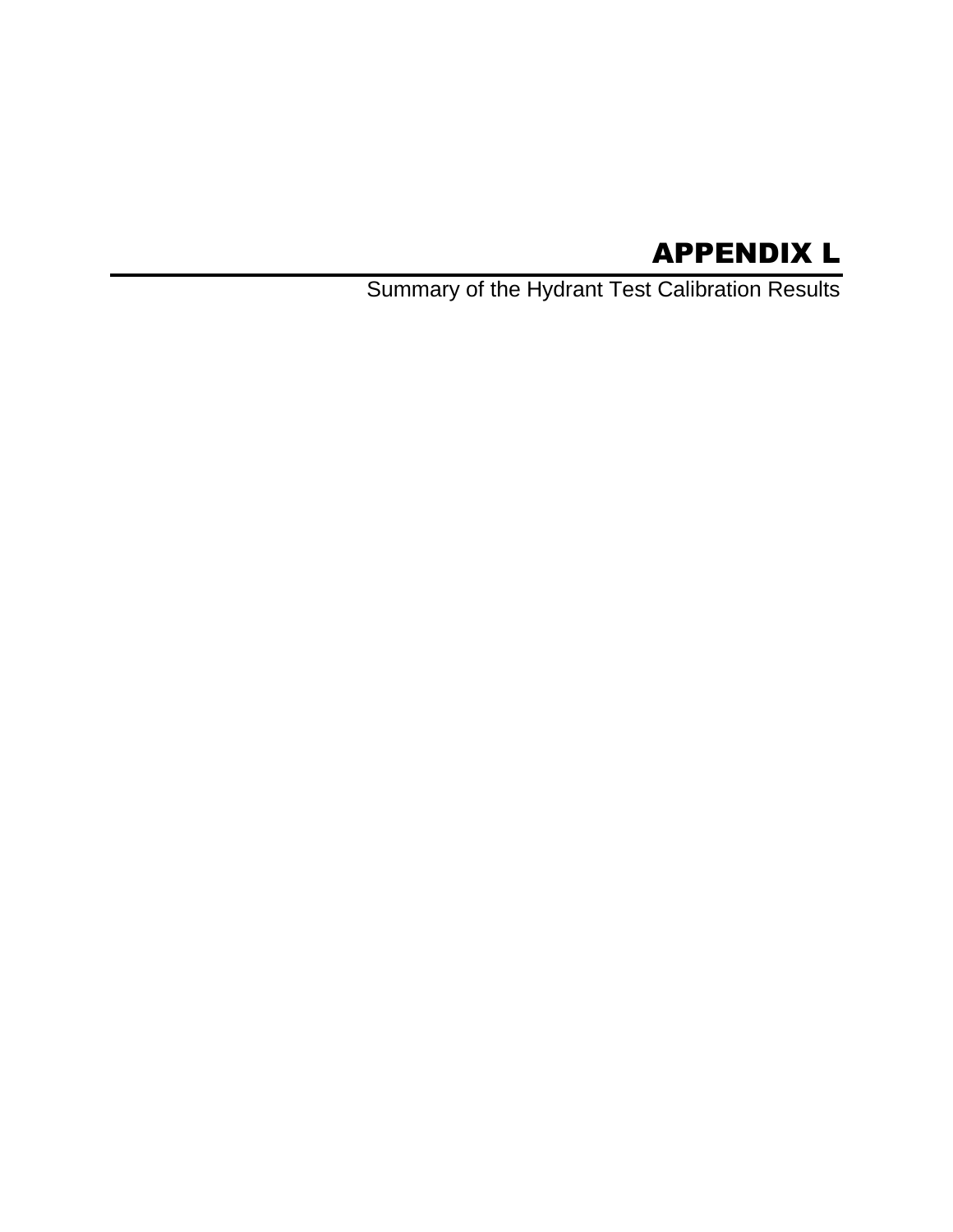# APPENDIX L

Summary of the Hydrant Test Calibration Results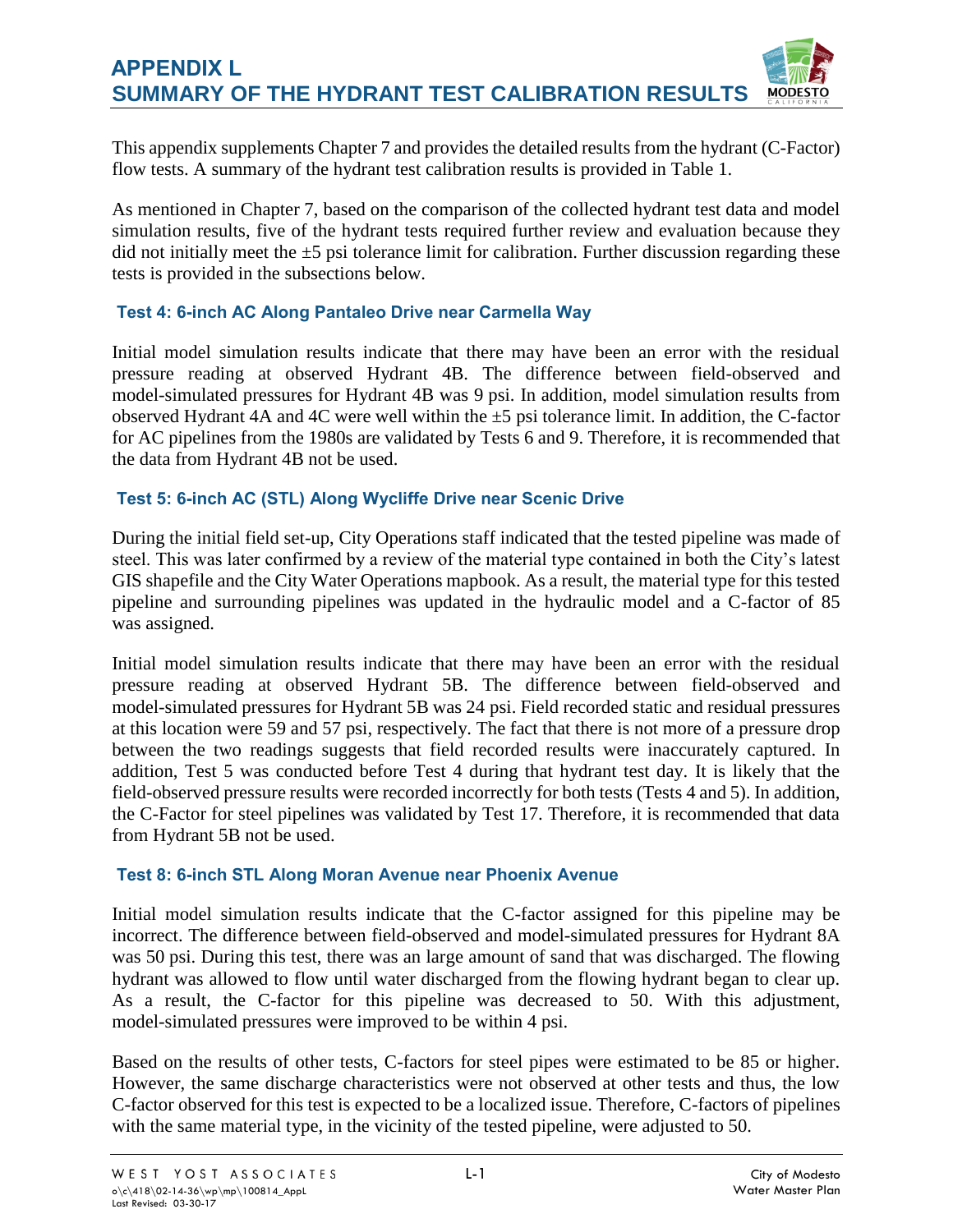# APPENDIX L
# SUMMARY OF THE HYDRANT TEST CALIBRATION RESULTS

This appendix supplements Chapter 7 and provides the detailed results from the hydrant (C-Factor) flow tests. A summary of the hydrant test calibration results is provided in Table 1.

As mentioned in Chapter 7, based on the comparison of the collected hydrant test data and model simulation results, five of the hydrant tests required further review and evaluation because they did not initially meet the ±5 psi tolerance limit for calibration. Further discussion regarding these tests is provided in the subsections below.

### Test 4: 6-inch AC Along Pantaleo Drive near Carmella Way

Initial model simulation results indicate that there may have been an error with the residual pressure reading at observed Hydrant 4B. The difference between field-observed and model-simulated pressures for Hydrant 4B was 9 psi. In addition, model simulation results from observed Hydrant 4A and 4C were well within the ±5 psi tolerance limit. In addition, the C-factor for AC pipelines from the 1980s are validated by Tests 6 and 9. Therefore, it is recommended that the data from Hydrant 4B not be used.

### Test 5: 6-inch AC (STL) Along Wycliffe Drive near Scenic Drive

During the initial field set-up, City Operations staff indicated that the tested pipeline was made of steel. This was later confirmed by a review of the material type contained in both the City's latest GIS shapefile and the City Water Operations mapbook. As a result, the material type for this tested pipeline and surrounding pipelines was updated in the hydraulic model and a C-factor of 85 was assigned.

Initial model simulation results indicate that there may have been an error with the residual pressure reading at observed Hydrant 5B. The difference between field-observed and model-simulated pressures for Hydrant 5B was 24 psi. Field recorded static and residual pressures at this location were 59 and 57 psi, respectively. The fact that there is not more of a pressure drop between the two readings suggests that field recorded results were inaccurately captured. In addition, Test 5 was conducted before Test 4 during that hydrant test day. It is likely that the field-observed pressure results were recorded incorrectly for both tests (Tests 4 and 5). In addition, the C-Factor for steel pipelines was validated by Test 17. Therefore, it is recommended that data from Hydrant 5B not be used.

### Test 8: 6-inch STL Along Moran Avenue near Phoenix Avenue

Initial model simulation results indicate that the C-factor assigned for this pipeline may be incorrect. The difference between field-observed and model-simulated pressures for Hydrant 8A was 50 psi. During this test, there was an large amount of sand that was discharged. The flowing hydrant was allowed to flow until water discharged from the flowing hydrant began to clear up. As a result, the C-factor for this pipeline was decreased to 50. With this adjustment, model-simulated pressures were improved to be within 4 psi.

Based on the results of other tests, C-factors for steel pipes were estimated to be 85 or higher. However, the same discharge characteristics were not observed at other tests and thus, the low C-factor observed for this test is expected to be a localized issue. Therefore, C-factors of pipelines with the same material type, in the vicinity of the tested pipeline, were adjusted to 50.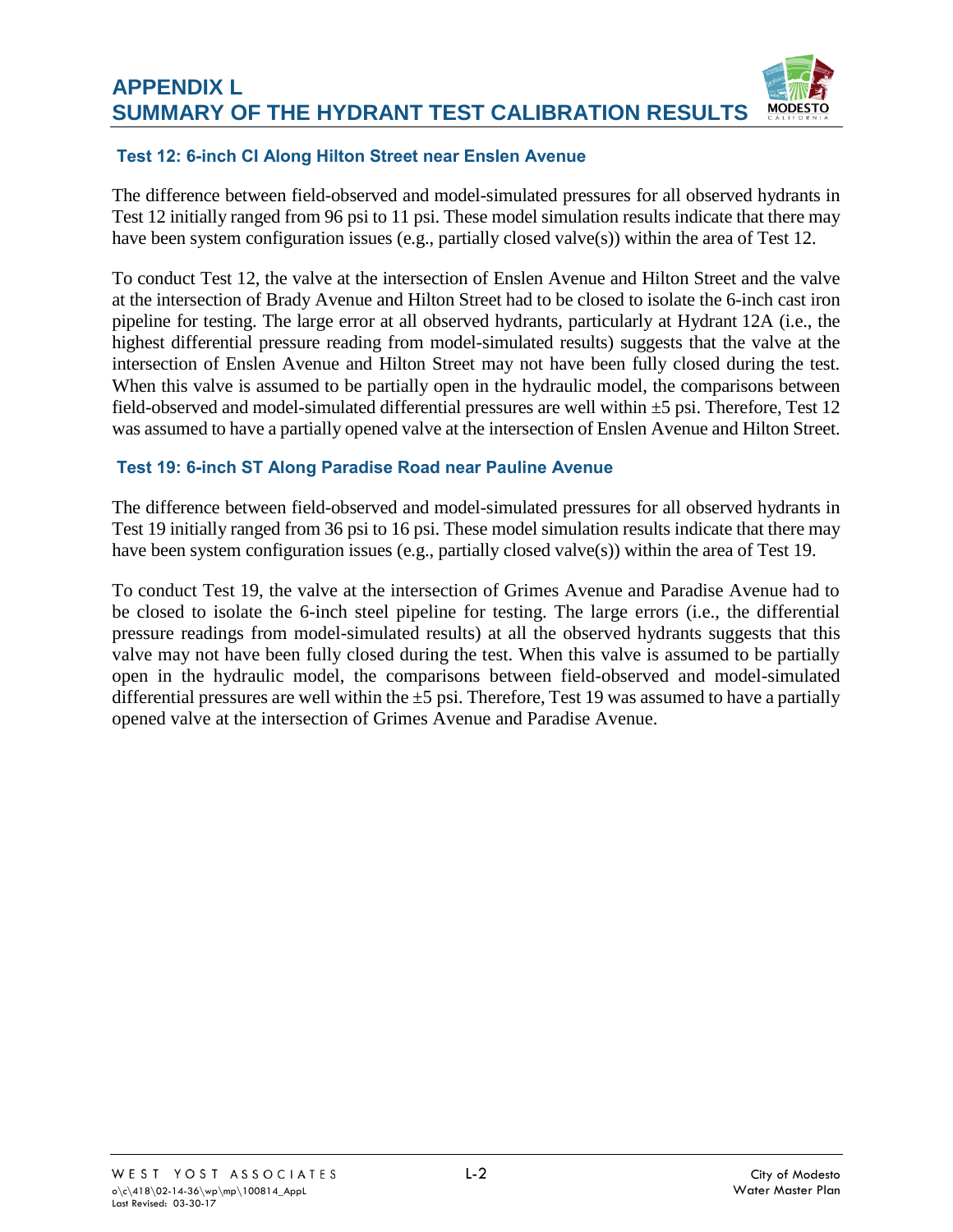### Test 12: 6-inch CI Along Hilton Street near Enslen Avenue

The difference between field-observed and model-simulated pressures for all observed hydrants in Test 12 initially ranged from 96 psi to 11 psi. These model simulation results indicate that there may have been system configuration issues (e.g., partially closed valve(s)) within the area of Test 12.

To conduct Test 12, the valve at the intersection of Enslen Avenue and Hilton Street and the valve at the intersection of Brady Avenue and Hilton Street had to be closed to isolate the 6-inch cast iron pipeline for testing. The large error at all observed hydrants, particularly at Hydrant 12A (i.e., the highest differential pressure reading from model-simulated results) suggests that the valve at the intersection of Enslen Avenue and Hilton Street may not have been fully closed during the test. When this valve is assumed to be partially open in the hydraulic model, the comparisons between field-observed and model-simulated differential pressures are well within ±5 psi. Therefore, Test 12 was assumed to have a partially opened valve at the intersection of Enslen Avenue and Hilton Street.

### Test 19: 6-inch ST Along Paradise Road near Pauline Avenue

The difference between field-observed and model-simulated pressures for all observed hydrants in Test 19 initially ranged from 36 psi to 16 psi. These model simulation results indicate that there may have been system configuration issues (e.g., partially closed valve(s)) within the area of Test 19.

To conduct Test 19, the valve at the intersection of Grimes Avenue and Paradise Avenue had to be closed to isolate the 6-inch steel pipeline for testing. The large errors (i.e., the differential pressure readings from model-simulated results) at all the observed hydrants suggests that this valve may not have been fully closed during the test. When this valve is assumed to be partially open in the hydraulic model, the comparisons between field-observed and model-simulated differential pressures are well within the ±5 psi. Therefore, Test 19 was assumed to have a partially opened valve at the intersection of Grimes Avenue and Paradise Avenue.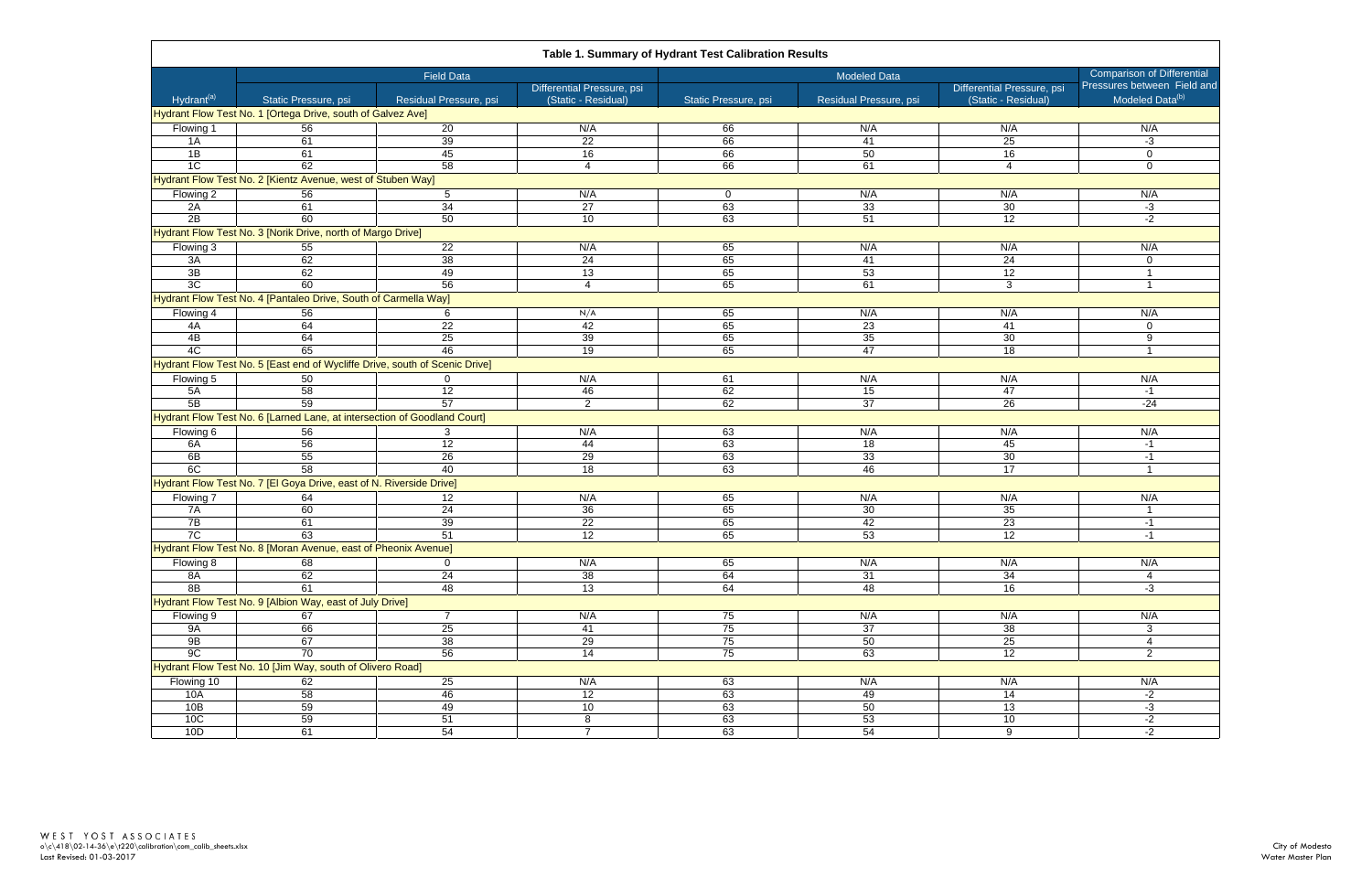# Table 1. Summary of Hydrant Test Calibration Results

| Hydrant[(a)] | Field Data | | | Modeled Data | | | Comparison of Differential Pressures between Field and Modeled Data[(b)] |
|---|---|---|---|---|---|---|---|
| | Static Pressure, psi | Residual Pressure, psi | Differential Pressure, psi (Static - Residual) | Static Pressure, psi | Residual Pressure, psi | Differential Pressure, psi (Static - Residual) | |
| Hydrant Flow Test No. 1 [Ortega Drive, south of Galvez Ave] | | | | | | | |
| Flowing 1 | 56 | 20 | N/A | 66 | N/A | N/A | N/A |
| 1A | 61 | 39 | 22 | 66 | 41 | 25 | -3 |
| 1B | 61 | 45 | 16 | 66 | 50 | 16 | 0 |
| 1C | 62 | 58 | 4 | 66 | 61 | 4 | 0 |
| Hydrant Flow Test No. 2 [Kientz Avenue, west of Stuben Way] | | | | | | | |
| Flowing 2 | 56 | 5 | N/A | 0 | N/A | N/A | N/A |
| 2A | 61 | 34 | 27 | 63 | 33 | 30 | -3 |
| 2B | 60 | 50 | 10 | 63 | 51 | 12 | -2 |
| Hydrant Flow Test No. 3 [Norik Drive, north of Margo Drive] | | | | | | | |
| Flowing 3 | 55 | 22 | N/A | 65 | N/A | N/A | N/A |
| 3A | 62 | 38 | 24 | 65 | 41 | 24 | 0 |
| 3B | 62 | 49 | 13 | 65 | 53 | 12 | 1 |
| 3C | 60 | 56 | 4 | 65 | 61 | 3 | 1 |
| Hydrant Flow Test No. 4 [Pantaleo Drive, South of Carmella Way] | | | | | | | |
| Flowing 4 | 56 | 6 | N/A | 65 | N/A | N/A | N/A |
| 4A | 64 | 22 | 42 | 65 | 23 | 41 | 0 |
| 4B | 64 | 25 | 39 | 65 | 35 | 30 | 9 |
| 4C | 65 | 46 | 19 | 65 | 47 | 18 | 1 |
| Hydrant Flow Test No. 5 [East end of Wycliffe Drive, south of Scenic Drive] | | | | | | | |
| Flowing 5 | 50 | 0 | N/A | 61 | N/A | N/A | N/A |
| 5A | 58 | 12 | 46 | 62 | 15 | 47 | -1 |
| 5B | 59 | 57 | 2 | 62 | 37 | 26 | -24 |
| Hydrant Flow Test No. 6 [Larned Lane, at intersection of Goodland Court] | | | | | | | |
| Flowing 6 | 56 | 3 | N/A | 63 | N/A | N/A | N/A |
| 6A | 56 | 12 | 44 | 63 | 18 | 45 | -1 |
| 6B | 55 | 26 | 29 | 63 | 33 | 30 | -1 |
| 6C | 58 | 40 | 18 | 63 | 46 | 17 | 1 |
| Hydrant Flow Test No. 7 [El Goya Drive, east of N. Riverside Drive] | | | | | | | |
| Flowing 7 | 64 | 12 | N/A | 65 | N/A | N/A | N/A |
| 7A | 60 | 24 | 36 | 65 | 30 | 35 | 1 |
| 7B | 61 | 39 | 22 | 65 | 42 | 23 | -1 |
| 7C | 63 | 51 | 12 | 65 | 53 | 12 | -1 |
| Hydrant Flow Test No. 8 [Moran Avenue, east of Pheonix Avenue] | | | | | | | |
| Flowing 8 | 68 | 0 | N/A | 65 | N/A | N/A | N/A |
| 8A | 62 | 24 | 38 | 64 | 31 | 34 | 4 |
| 8B | 61 | 48 | 13 | 64 | 48 | 16 | -3 |
| Hydrant Flow Test No. 9 [Albion Way, east of July Drive] | | | | | | | |
| Flowing 9 | 67 | 7 | N/A | 75 | N/A | N/A | N/A |
| 9A | 66 | 25 | 41 | 75 | 37 | 38 | 3 |
| 9B | 67 | 38 | 29 | 75 | 50 | 25 | 4 |
| 9C | 70 | 56 | 14 | 75 | 63 | 12 | 2 |
| Hydrant Flow Test No. 10 [Jim Way, south of Olivero Road] | | | | | | | |
| Flowing 10 | 62 | 25 | N/A | 63 | N/A | N/A | N/A |
| 10A | 58 | 46 | 12 | 63 | 49 | 14 | -2 |
| 10B | 59 | 49 | 10 | 63 | 50 | 13 | -3 |
| 10C | 59 | 51 | 8 | 63 | 53 | 10 | -2 |
| 10D | 61 | 54 | 7 | 63 | 54 | 9 | -2 |

WEST YOST ASSOCIATES
o\c\418\02-14-36\e\t220\calibration\com_calib_sheets.xlsx
Last Revised: 01-03-2017

City of Modesto
Water Master Plan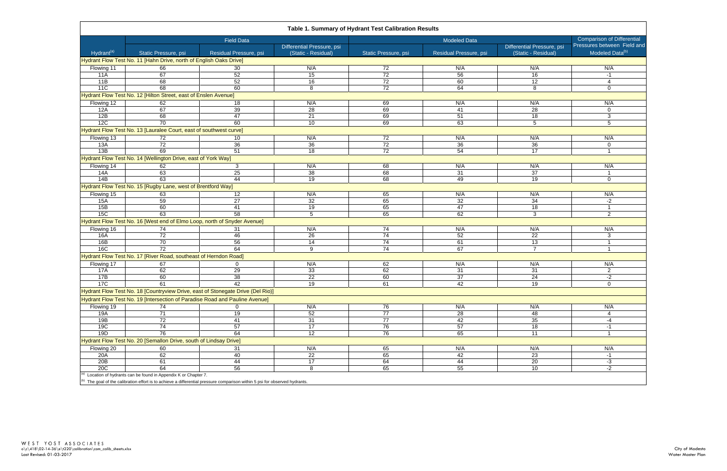**Table 1. Summary of Hydrant Test Calibration Results**

| | Field Data | | | Modeled Data | | | Comparison of Differential Pressures between Field and Modeled Data[b] |
|---|---|---|---|---|---|---|---|
| Hydrant[a] | Static Pressure, psi | Residual Pressure, psi | Differential Pressure, psi (Static - Residual) | Static Pressure, psi | Residual Pressure, psi | Differential Pressure, psi (Static - Residual) | |
| Hydrant Flow Test No. 11 [Hahn Drive, north of English Oaks Drive] | | | | | | | |
| Flowing 11 | 66 | 30 | N/A | 72 | N/A | N/A | N/A |
| 11A | 67 | 52 | 15 | 72 | 56 | 16 | -1 |
| 11B | 68 | 52 | 16 | 72 | 60 | 12 | 4 |
| 11C | 68 | 60 | 8 | 72 | 64 | 8 | 0 |
| Hydrant Flow Test No. 12 [Hilton Street, east of Enslen Avenue] | | | | | | | |
| Flowing 12 | 62 | 18 | N/A | 69 | N/A | N/A | N/A |
| 12A | 67 | 39 | 28 | 69 | 41 | 28 | 0 |
| 12B | 68 | 47 | 21 | 69 | 51 | 18 | 3 |
| 12C | 70 | 60 | 10 | 69 | 63 | 5 | 5 |
| Hydrant Flow Test No. 13 [Lauralee Court, east of southwest curve] | | | | | | | |
| Flowing 13 | 72 | 10 | N/A | 72 | N/A | N/A | N/A |
| 13A | 72 | 36 | 36 | 72 | 36 | 36 | 0 |
| 13B | 69 | 51 | 18 | 72 | 54 | 17 | 1 |
| Hydrant Flow Test No. 14 [Wellington Drive, east of York Way] | | | | | | | |
| Flowing 14 | 62 | 3 | N/A | 68 | N/A | N/A | N/A |
| 14A | 63 | 25 | 38 | 68 | 31 | 37 | 1 |
| 14B | 63 | 44 | 19 | 68 | 49 | 19 | 0 |
| Hydrant Flow Test No. 15 [Rugby Lane, west of Brentford Way] | | | | | | | |
| Flowing 15 | 63 | 12 | N/A | 65 | N/A | N/A | N/A |
| 15A | 59 | 27 | 32 | 65 | 32 | 34 | -2 |
| 15B | 60 | 41 | 19 | 65 | 47 | 18 | 1 |
| 15C | 63 | 58 | 5 | 65 | 62 | 3 | 2 |
| Hydrant Flow Test No. 16 [West end of Elmo Loop, north of Snyder Avenue] | | | | | | | |
| Flowing 16 | 74 | 31 | N/A | 74 | N/A | N/A | N/A |
| 16A | 72 | 46 | 26 | 74 | 52 | 22 | 3 |
| 16B | 70 | 56 | 14 | 74 | 61 | 13 | 1 |
| 16C | 72 | 64 | 9 | 74 | 67 | 7 | 1 |
| Hydrant Flow Test No. 17 [River Road, southeast of Herndon Road] | | | | | | | |
| Flowing 17 | 67 | 0 | N/A | 62 | N/A | N/A | N/A |
| 17A | 62 | 29 | 33 | 62 | 31 | 31 | 2 |
| 17B | 60 | 38 | 22 | 60 | 37 | 24 | -2 |
| 17C | 61 | 42 | 19 | 61 | 42 | 19 | 0 |
| Hydrant Flow Test No. 18 [Countryview Drive, east of Stonegate Drive (Del Rio)] | | | | | | | |
| Hydrant Flow Test No. 19 [Intersection of Paradise Road and Pauline Avenue] | | | | | | | |
| Flowing 19 | 74 | 0 | N/A | 76 | N/A | N/A | N/A |
| 19A | 71 | 19 | 52 | 77 | 28 | 48 | 4 |
| 19B | 72 | 41 | 31 | 77 | 42 | 35 | -4 |
| 19C | 74 | 57 | 17 | 76 | 57 | 18 | -1 |
| 19D | 76 | 64 | 12 | 76 | 65 | 11 | 1 |
| Hydrant Flow Test No. 20 [Semallon Drive, south of Lindsay Drive] | | | | | | | |
| Flowing 20 | 60 | 31 | N/A | 65 | N/A | N/A | N/A |
| 20A | 62 | 40 | 22 | 65 | 42 | 23 | -1 |
| 20B | 61 | 44 | 17 | 64 | 44 | 20 | -3 |
| 20C | 64 | 56 | 8 | 65 | 55 | 10 | -2 |

[a] Location of hydrants can be found in Appendix K or Chapter 7.

[b] The goal of the calibration effort is to achieve a differential pressure comparison within 5 psi for observed hydrants.

WEST YOST ASSOCIATES
o\c\418\02-14-36\e\t220\calibration\com_calib_sheets.xlsx
Last Revised: 01-03-2017

City of Modesto
Water Master Plan